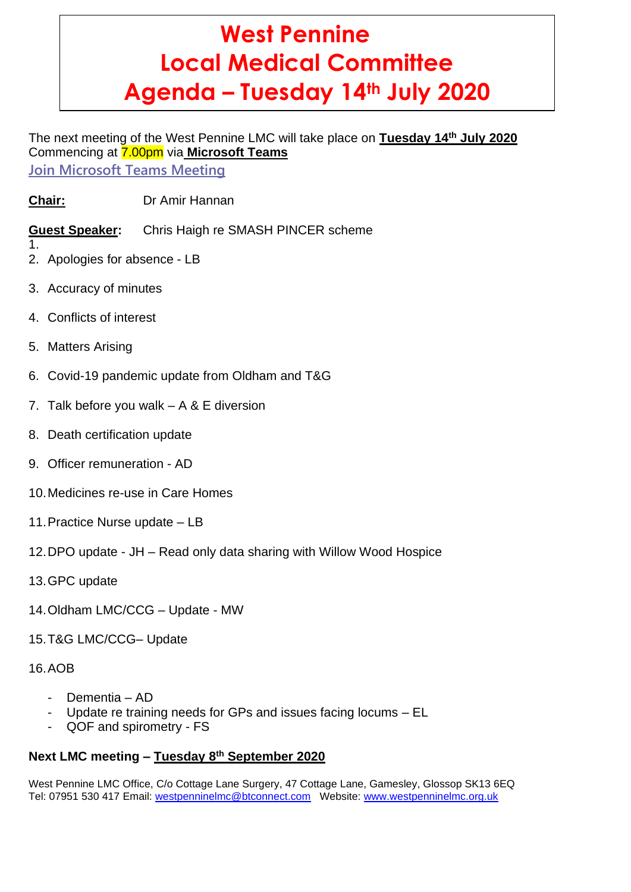# West Pennine Local Medical Committee Agenda – Tuesday 14th July 2020

The next meeting of the West Pennine LMC will take place on **Tuesday 14th July 2020**
Commencing at 7.00pm via **Microsoft Teams**

Join Microsoft Teams Meeting

**Chair:** Dr Amir Hannan

**Guest Speaker:** Chris Haigh re SMASH PINCER scheme

1.
2. Apologies for absence - LB
3. Accuracy of minutes
4. Conflicts of interest
5. Matters Arising
6. Covid-19 pandemic update from Oldham and T&G
7. Talk before you walk – A & E diversion
8. Death certification update
9. Officer remuneration - AD
10. Medicines re-use in Care Homes
11. Practice Nurse update – LB
12. DPO update - JH – Read only data sharing with Willow Wood Hospice
13. GPC update
14. Oldham LMC/CCG – Update - MW
15. T&G LMC/CCG– Update
16. AOB
    - Dementia – AD
    - Update re training needs for GPs and issues facing locums – EL
    - QOF and spirometry - FS

**Next LMC meeting – Tuesday 8th September 2020**

West Pennine LMC Office, C/o Cottage Lane Surgery, 47 Cottage Lane, Gamesley, Glossop SK13 6EQ
Tel: 07951 530 417 Email: westpenninelmc@btconnect.com Website: www.westpenninelmc.org.uk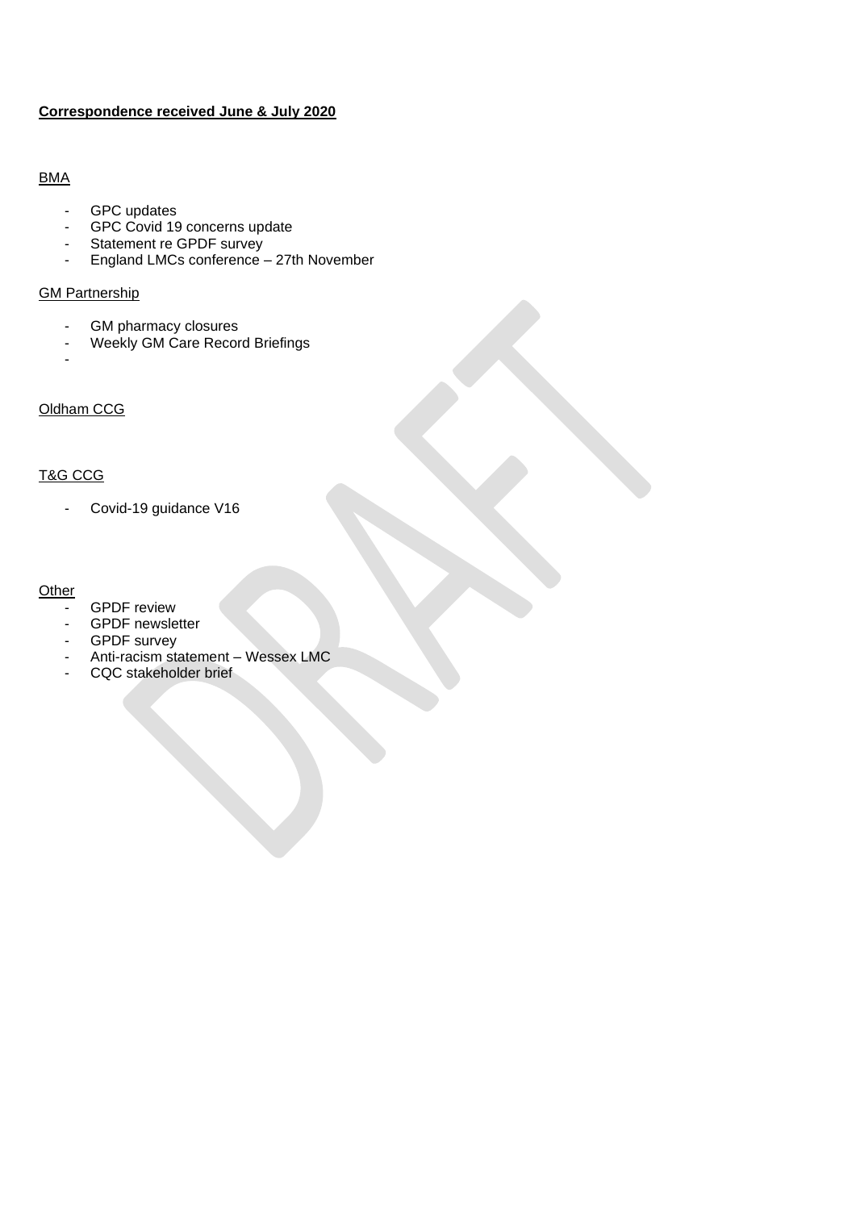**Correspondence received June & July 2020**

BMA

- GPC updates
- GPC Covid 19 concerns update
- Statement re GPDF survey
- England LMCs conference – 27th November

GM Partnership

- GM pharmacy closures
- Weekly GM Care Record Briefings
-

Oldham CCG

T&G CCG

- Covid-19 guidance V16

Other

- GPDF review
- GPDF newsletter
- GPDF survey
- Anti-racism statement – Wessex LMC
- CQC stakeholder brief